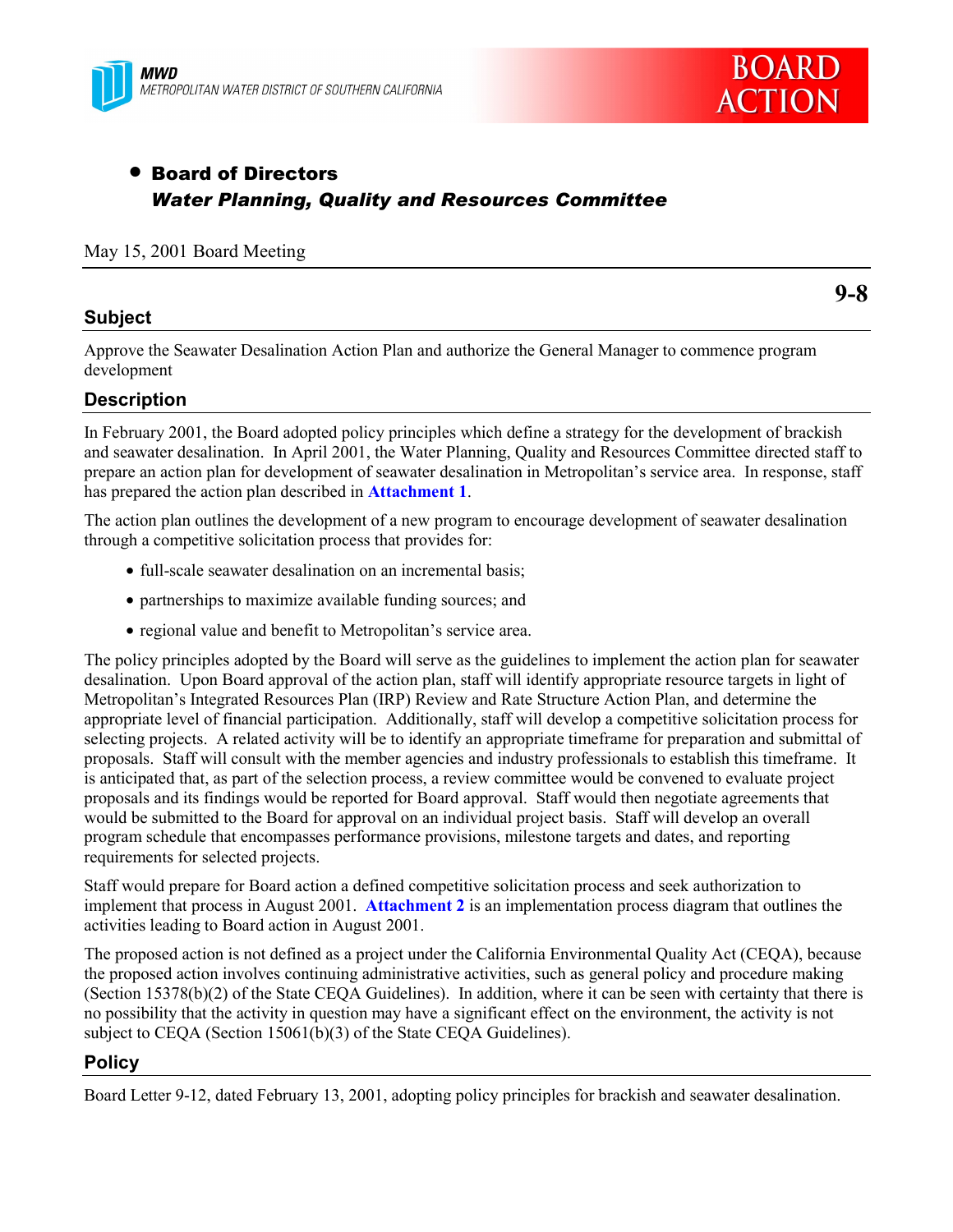MWD
METROPOLITAN WATER DISTRICT OF SOUTHERN CALIFORNIA

BOARD ACTION

- **Board of Directors**
  ***Water Planning, Quality and Resources Committee***

May 15, 2001 Board Meeting

**9-8**

## Subject

Approve the Seawater Desalination Action Plan and authorize the General Manager to commence program development

## Description

In February 2001, the Board adopted policy principles which define a strategy for the development of brackish and seawater desalination. In April 2001, the Water Planning, Quality and Resources Committee directed staff to prepare an action plan for development of seawater desalination in Metropolitan's service area. In response, staff has prepared the action plan described in **Attachment 1**.

The action plan outlines the development of a new program to encourage development of seawater desalination through a competitive solicitation process that provides for:

- full-scale seawater desalination on an incremental basis;
- partnerships to maximize available funding sources; and
- regional value and benefit to Metropolitan's service area.

The policy principles adopted by the Board will serve as the guidelines to implement the action plan for seawater desalination. Upon Board approval of the action plan, staff will identify appropriate resource targets in light of Metropolitan's Integrated Resources Plan (IRP) Review and Rate Structure Action Plan, and determine the appropriate level of financial participation. Additionally, staff will develop a competitive solicitation process for selecting projects. A related activity will be to identify an appropriate timeframe for preparation and submittal of proposals. Staff will consult with the member agencies and industry professionals to establish this timeframe. It is anticipated that, as part of the selection process, a review committee would be convened to evaluate project proposals and its findings would be reported for Board approval. Staff would then negotiate agreements that would be submitted to the Board for approval on an individual project basis. Staff will develop an overall program schedule that encompasses performance provisions, milestone targets and dates, and reporting requirements for selected projects.

Staff would prepare for Board action a defined competitive solicitation process and seek authorization to implement that process in August 2001. **Attachment 2** is an implementation process diagram that outlines the activities leading to Board action in August 2001.

The proposed action is not defined as a project under the California Environmental Quality Act (CEQA), because the proposed action involves continuing administrative activities, such as general policy and procedure making (Section 15378(b)(2) of the State CEQA Guidelines). In addition, where it can be seen with certainty that there is no possibility that the activity in question may have a significant effect on the environment, the activity is not subject to CEQA (Section 15061(b)(3) of the State CEQA Guidelines).

## Policy

Board Letter 9-12, dated February 13, 2001, adopting policy principles for brackish and seawater desalination.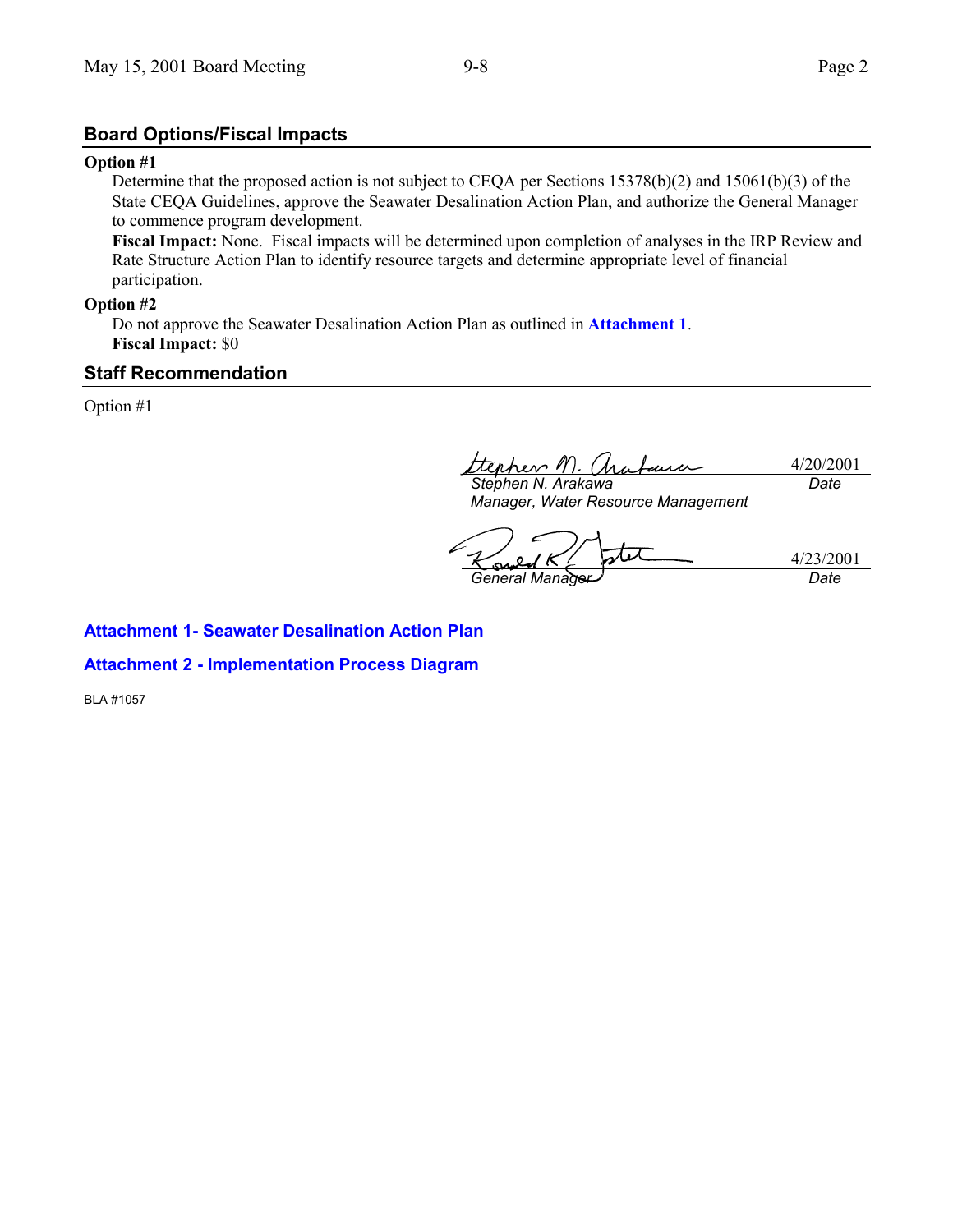## Board Options/Fiscal Impacts

**Option #1**

Determine that the proposed action is not subject to CEQA per Sections 15378(b)(2) and 15061(b)(3) of the State CEQA Guidelines, approve the Seawater Desalination Action Plan, and authorize the General Manager to commence program development.

**Fiscal Impact:** None. Fiscal impacts will be determined upon completion of analyses in the IRP Review and Rate Structure Action Plan to identify resource targets and determine appropriate level of financial participation.

**Option #2**

Do not approve the Seawater Desalination Action Plan as outlined in **Attachment 1**.

**Fiscal Impact:** $0

## Staff Recommendation

Option #1

*Stephen N. Arakawa*
*Manager, Water Resource Management*
4/20/2001
*Date*

*General Manager*
4/23/2001
*Date*

**Attachment 1- Seawater Desalination Action Plan**

**Attachment 2 - Implementation Process Diagram**

BLA #1057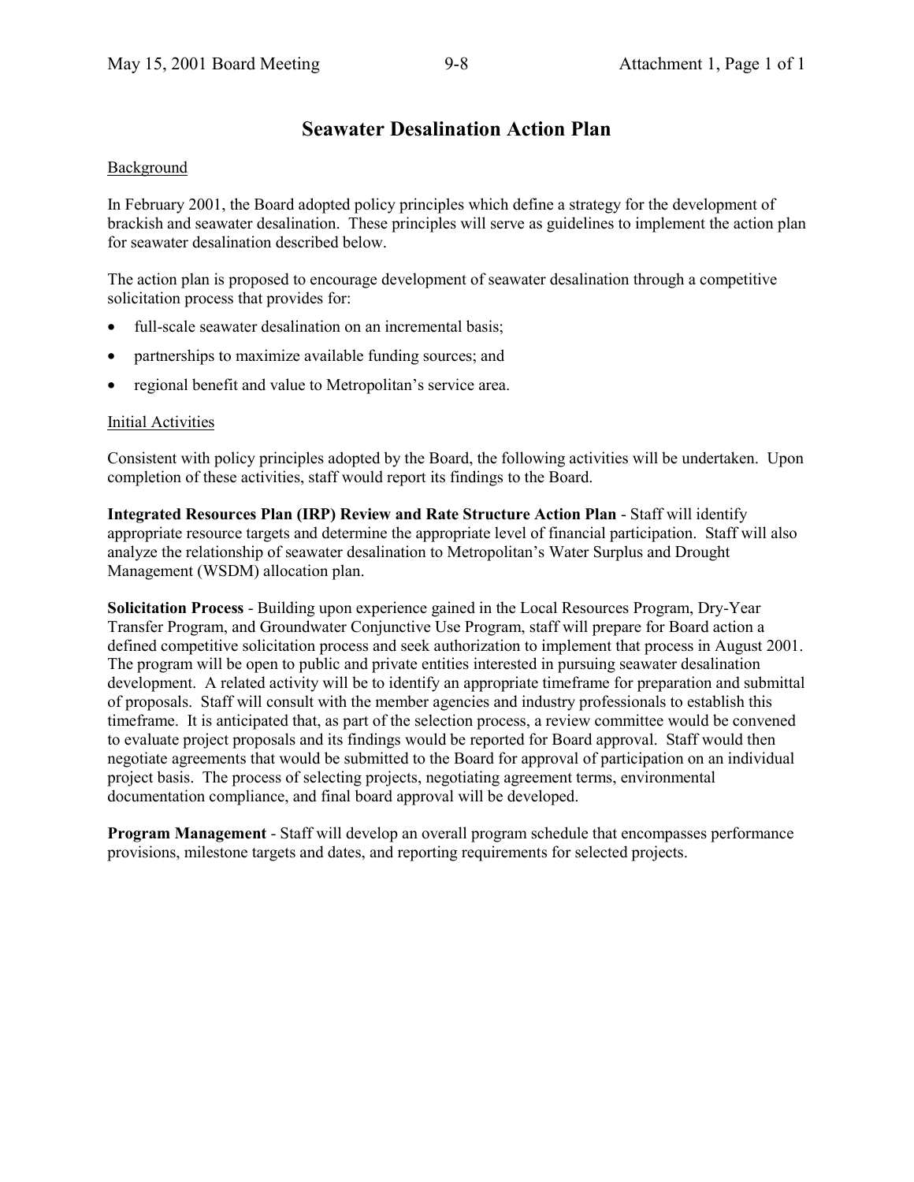# Seawater Desalination Action Plan

Background

In February 2001, the Board adopted policy principles which define a strategy for the development of brackish and seawater desalination. These principles will serve as guidelines to implement the action plan for seawater desalination described below.

The action plan is proposed to encourage development of seawater desalination through a competitive solicitation process that provides for:

- full-scale seawater desalination on an incremental basis;
- partnerships to maximize available funding sources; and
- regional benefit and value to Metropolitan's service area.

Initial Activities

Consistent with policy principles adopted by the Board, the following activities will be undertaken. Upon completion of these activities, staff would report its findings to the Board.

**Integrated Resources Plan (IRP) Review and Rate Structure Action Plan** - Staff will identify appropriate resource targets and determine the appropriate level of financial participation. Staff will also analyze the relationship of seawater desalination to Metropolitan's Water Surplus and Drought Management (WSDM) allocation plan.

**Solicitation Process** - Building upon experience gained in the Local Resources Program, Dry-Year Transfer Program, and Groundwater Conjunctive Use Program, staff will prepare for Board action a defined competitive solicitation process and seek authorization to implement that process in August 2001. The program will be open to public and private entities interested in pursuing seawater desalination development. A related activity will be to identify an appropriate timeframe for preparation and submittal of proposals. Staff will consult with the member agencies and industry professionals to establish this timeframe. It is anticipated that, as part of the selection process, a review committee would be convened to evaluate project proposals and its findings would be reported for Board approval. Staff would then negotiate agreements that would be submitted to the Board for approval of participation on an individual project basis. The process of selecting projects, negotiating agreement terms, environmental documentation compliance, and final board approval will be developed.

**Program Management** - Staff will develop an overall program schedule that encompasses performance provisions, milestone targets and dates, and reporting requirements for selected projects.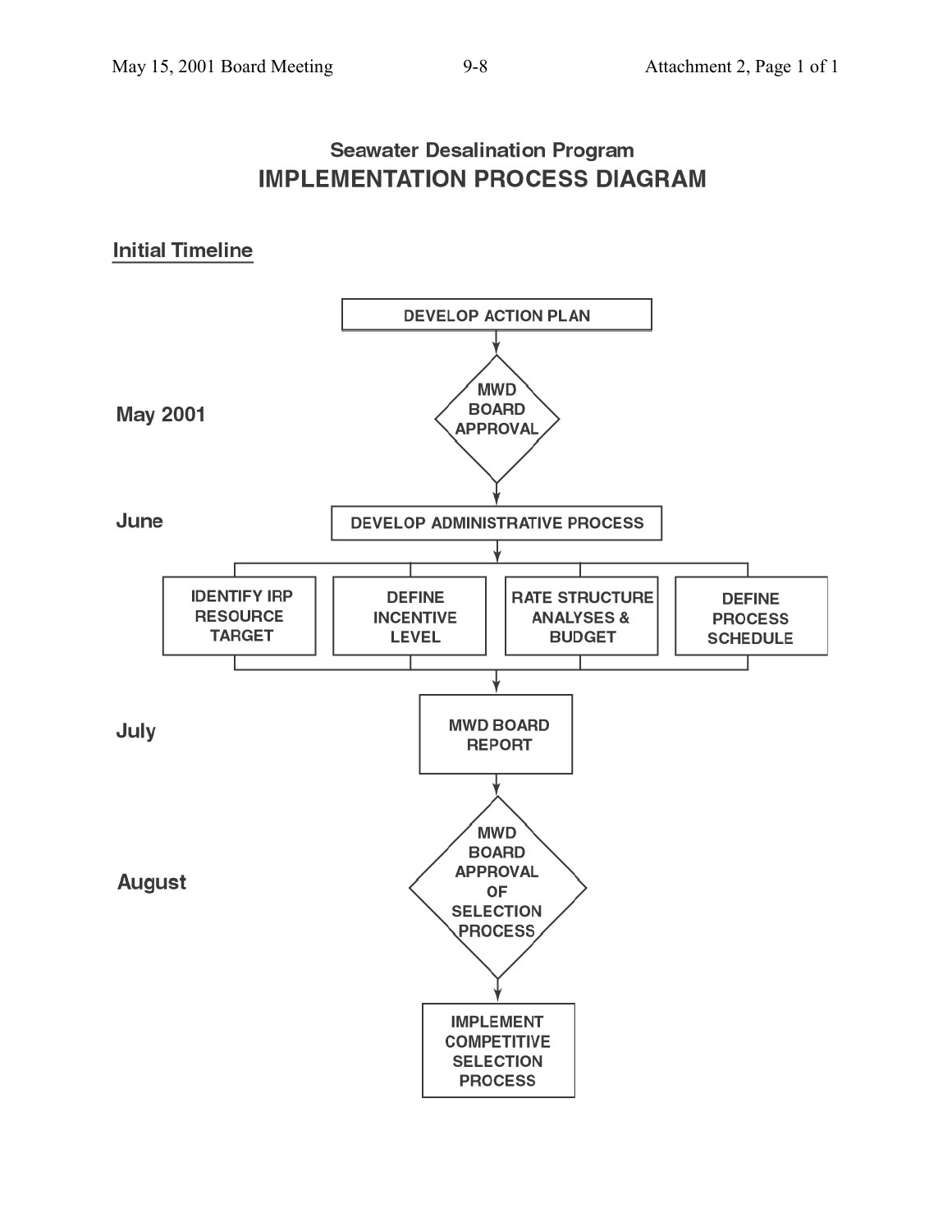## Seawater Desalination Program
# IMPLEMENTATION PROCESS DIAGRAM

**Initial Timeline**

DEVELOP ACTION PLAN

May 2001

MWD BOARD APPROVAL

June

DEVELOP ADMINISTRATIVE PROCESS

IDENTIFY IRP RESOURCE TARGET

DEFINE INCENTIVE LEVEL

RATE STRUCTURE ANALYSES & BUDGET

DEFINE PROCESS SCHEDULE

July

MWD BOARD REPORT

August

MWD BOARD APPROVAL OF SELECTION PROCESS

IMPLEMENT COMPETITIVE SELECTION PROCESS